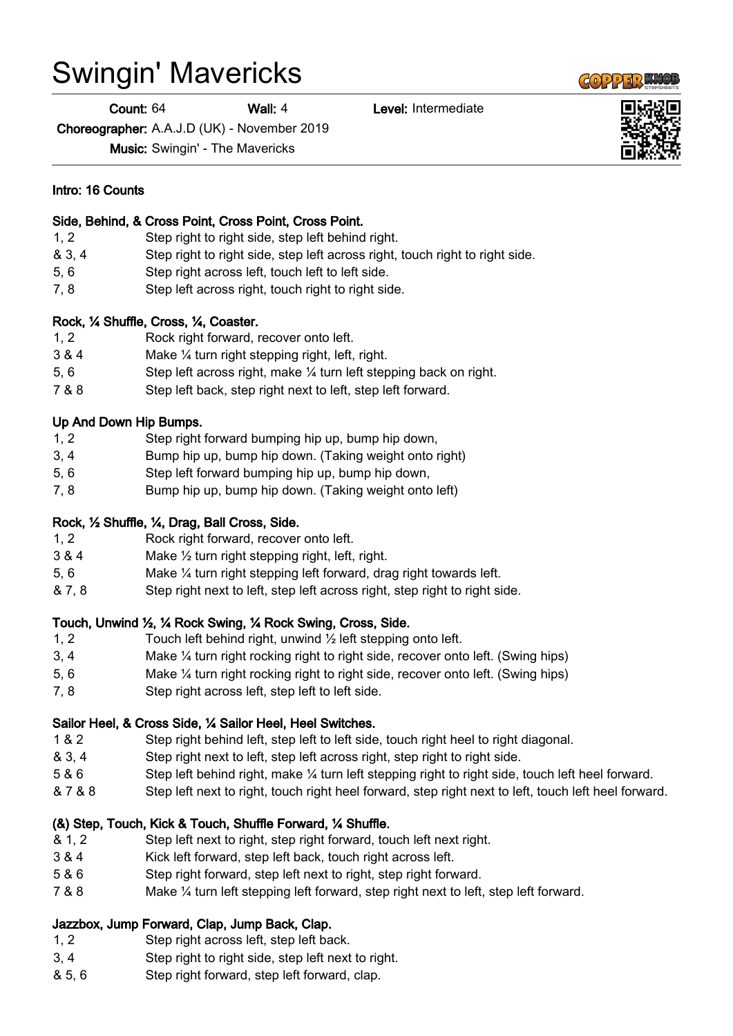# Swingin' Mavericks

**Count:** 64 **Wall:** 4 **Level:** Intermediate

**Choreographer:** A.A.J.D (UK) - November 2019

**Music:** Swingin' - The Mavericks

**Intro: 16 Counts**

**Side, Behind, & Cross Point, Cross Point, Cross Point.**

| | |
|---|---|
| 1, 2 | Step right to right side, step left behind right. |
| & 3, 4 | Step right to right side, step left across right, touch right to right side. |
| 5, 6 | Step right across left, touch left to left side. |
| 7, 8 | Step left across right, touch right to right side. |

**Rock, ¼ Shuffle, Cross, ¼, Coaster.**

| | |
|---|---|
| 1, 2 | Rock right forward, recover onto left. |
| 3 & 4 | Make ¼ turn right stepping right, left, right. |
| 5, 6 | Step left across right, make ¼ turn left stepping back on right. |
| 7 & 8 | Step left back, step right next to left, step left forward. |

**Up And Down Hip Bumps.**

| | |
|---|---|
| 1, 2 | Step right forward bumping hip up, bump hip down, |
| 3, 4 | Bump hip up, bump hip down. (Taking weight onto right) |
| 5, 6 | Step left forward bumping hip up, bump hip down, |
| 7, 8 | Bump hip up, bump hip down. (Taking weight onto left) |

**Rock, ½ Shuffle, ¼, Drag, Ball Cross, Side.**

| | |
|---|---|
| 1, 2 | Rock right forward, recover onto left. |
| 3 & 4 | Make ½ turn right stepping right, left, right. |
| 5, 6 | Make ¼ turn right stepping left forward, drag right towards left. |
| & 7, 8 | Step right next to left, step left across right, step right to right side. |

**Touch, Unwind ½, ¼ Rock Swing, ¼ Rock Swing, Cross, Side.**

| | |
|---|---|
| 1, 2 | Touch left behind right, unwind ½ left stepping onto left. |
| 3, 4 | Make ¼ turn right rocking right to right side, recover onto left. (Swing hips) |
| 5, 6 | Make ¼ turn right rocking right to right side, recover onto left. (Swing hips) |
| 7, 8 | Step right across left, step left to left side. |

**Sailor Heel, & Cross Side, ¼ Sailor Heel, Heel Switches.**

| | |
|---|---|
| 1 & 2 | Step right behind left, step left to left side, touch right heel to right diagonal. |
| & 3, 4 | Step right next to left, step left across right, step right to right side. |
| 5 & 6 | Step left behind right, make ¼ turn left stepping right to right side, touch left heel forward. |
| & 7 & 8 | Step left next to right, touch right heel forward, step right next to left, touch left heel forward. |

**(&) Step, Touch, Kick & Touch, Shuffle Forward, ¼ Shuffle.**

| | |
|---|---|
| & 1, 2 | Step left next to right, step right forward, touch left next right. |
| 3 & 4 | Kick left forward, step left back, touch right across left. |
| 5 & 6 | Step right forward, step left next to right, step right forward. |
| 7 & 8 | Make ¼ turn left stepping left forward, step right next to left, step left forward. |

**Jazzbox, Jump Forward, Clap, Jump Back, Clap.**

| | |
|---|---|
| 1, 2 | Step right across left, step left back. |
| 3, 4 | Step right to right side, step left next to right. |
| & 5, 6 | Step right forward, step left forward, clap. |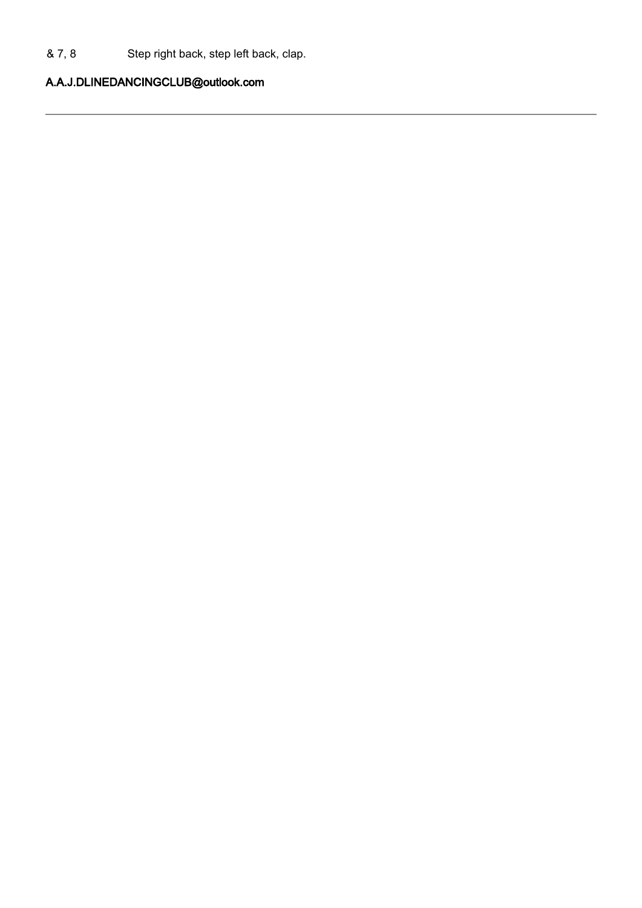& 7, 8 Step right back, step left back, clap.

A.A.J.DLINEDANCINGCLUB@outlook.com

---